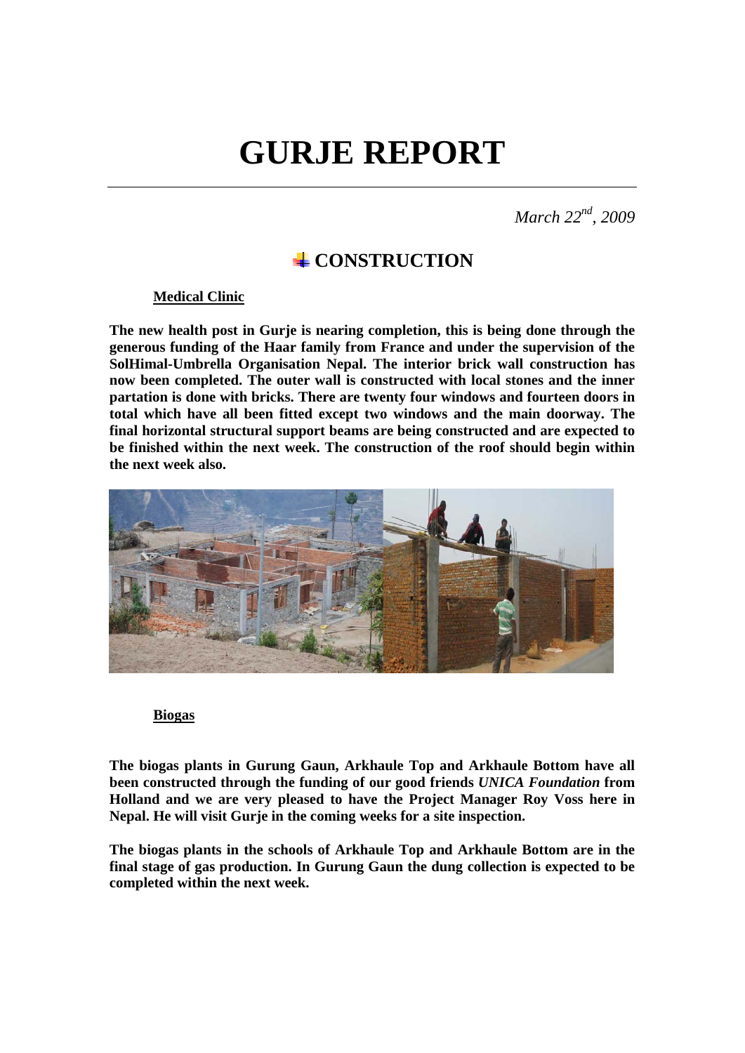# GURJE REPORT

*March 22nd, 2009*

## CONSTRUCTION

### Medical Clinic

**The new health post in Gurje is nearing completion, this is being done through the generous funding of the Haar family from France and under the supervision of the SolHimal-Umbrella Organisation Nepal. The interior brick wall construction has now been completed. The outer wall is constructed with local stones and the inner partation is done with bricks. There are twenty four windows and fourteen doors in total which have all been fitted except two windows and the main doorway. The final horizontal structural support beams are being constructed and are expected to be finished within the next week. The construction of the roof should begin within the next week also.**

### Biogas

**The biogas plants in Gurung Gaun, Arkhaule Top and Arkhaule Bottom have all been constructed through the funding of our good friends *UNICA Foundation* from Holland and we are very pleased to have the Project Manager Roy Voss here in Nepal. He will visit Gurje in the coming weeks for a site inspection.**

**The biogas plants in the schools of Arkhaule Top and Arkhaule Bottom are in the final stage of gas production. In Gurung Gaun the dung collection is expected to be completed within the next week.**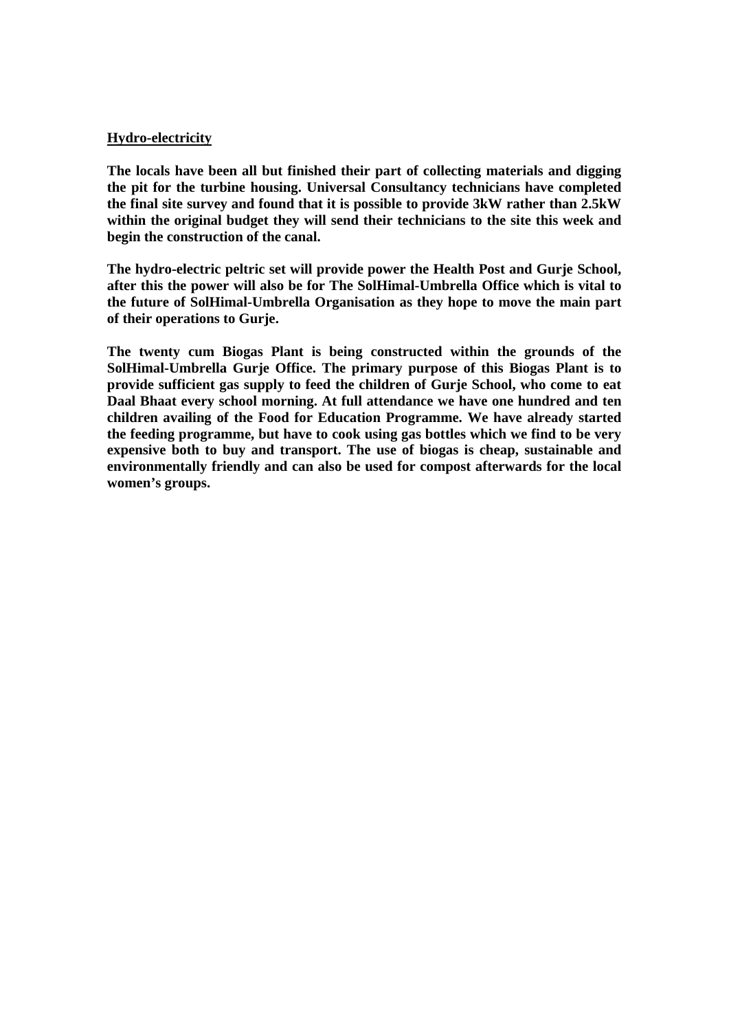## Hydro-electricity

**The locals have been all but finished their part of collecting materials and digging the pit for the turbine housing. Universal Consultancy technicians have completed the final site survey and found that it is possible to provide 3kW rather than 2.5kW within the original budget they will send their technicians to the site this week and begin the construction of the canal.**

**The hydro-electric peltric set will provide power the Health Post and Gurje School, after this the power will also be for The SolHimal-Umbrella Office which is vital to the future of SolHimal-Umbrella Organisation as they hope to move the main part of their operations to Gurje.**

**The twenty cum Biogas Plant is being constructed within the grounds of the SolHimal-Umbrella Gurje Office. The primary purpose of this Biogas Plant is to provide sufficient gas supply to feed the children of Gurje School, who come to eat Daal Bhaat every school morning. At full attendance we have one hundred and ten children availing of the Food for Education Programme. We have already started the feeding programme, but have to cook using gas bottles which we find to be very expensive both to buy and transport. The use of biogas is cheap, sustainable and environmentally friendly and can also be used for compost afterwards for the local women's groups.**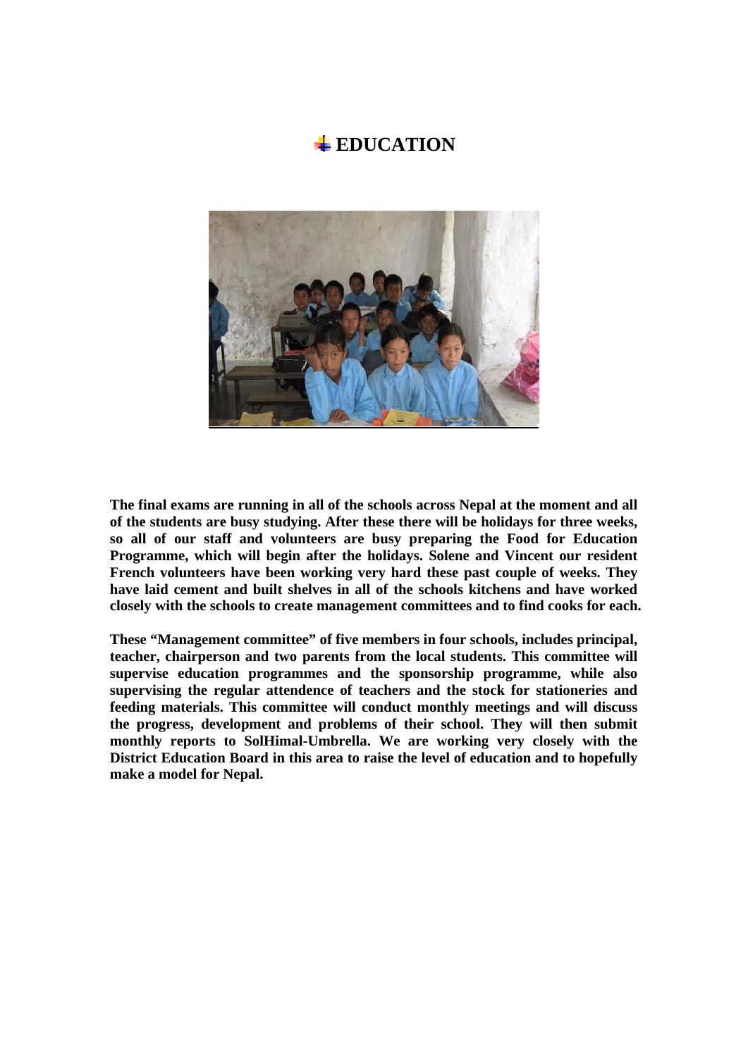# EDUCATION

**The final exams are running in all of the schools across Nepal at the moment and all of the students are busy studying. After these there will be holidays for three weeks, so all of our staff and volunteers are busy preparing the Food for Education Programme, which will begin after the holidays. Solene and Vincent our resident French volunteers have been working very hard these past couple of weeks. They have laid cement and built shelves in all of the schools kitchens and have worked closely with the schools to create management committees and to find cooks for each.**

**These "Management committee" of five members in four schools, includes principal, teacher, chairperson and two parents from the local students. This committee will supervise education programmes and the sponsorship programme, while also supervising the regular attendence of teachers and the stock for stationeries and feeding materials. This committee will conduct monthly meetings and will discuss the progress, development and problems of their school. They will then submit monthly reports to SolHimal-Umbrella. We are working very closely with the District Education Board in this area to raise the level of education and to hopefully make a model for Nepal.**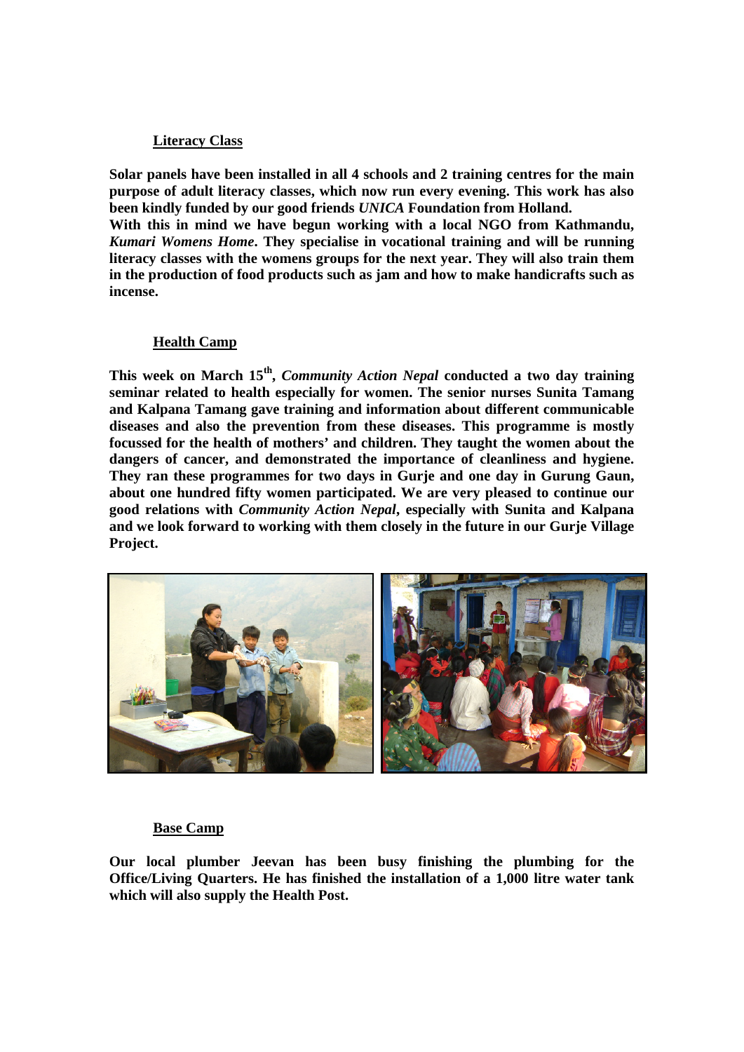## Literacy Class

**Solar panels have been installed in all 4 schools and 2 training centres for the main purpose of adult literacy classes, which now run every evening. This work has also been kindly funded by our good friends *UNICA* Foundation from Holland.**
**With this in mind we have begun working with a local NGO from Kathmandu, *Kumari Womens Home*. They specialise in vocational training and will be running literacy classes with the womens groups for the next year. They will also train them in the production of food products such as jam and how to make handicrafts such as incense.**

## Health Camp

**This week on March 15th, *Community Action Nepal* conducted a two day training seminar related to health especially for women. The senior nurses Sunita Tamang and Kalpana Tamang gave training and information about different communicable diseases and also the prevention from these diseases. This programme is mostly focussed for the health of mothers' and children. They taught the women about the dangers of cancer, and demonstrated the importance of cleanliness and hygiene. They ran these programmes for two days in Gurje and one day in Gurung Gaun, about one hundred fifty women participated. We are very pleased to continue our good relations with *Community Action Nepal*, especially with Sunita and Kalpana and we look forward to working with them closely in the future in our Gurje Village Project.**

## Base Camp

**Our local plumber Jeevan has been busy finishing the plumbing for the Office/Living Quarters. He has finished the installation of a 1,000 litre water tank which will also supply the Health Post.**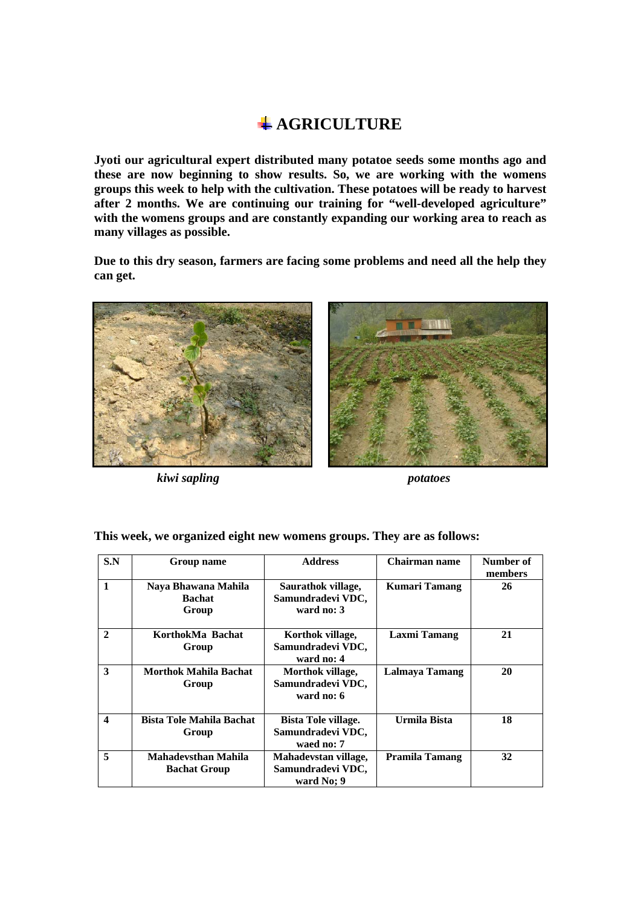# AGRICULTURE

**Jyoti our agricultural expert distributed many potatoe seeds some months ago and these are now beginning to show results. So, we are working with the womens groups this week to help with the cultivation. These potatoes will be ready to harvest after 2 months. We are continuing our training for "well-developed agriculture" with the womens groups and are constantly expanding our working area to reach as many villages as possible.**

**Due to this dry season, farmers are facing some problems and need all the help they can get.**

***kiwi sapling***

***potatoes***

**This week, we organized eight new womens groups. They are as follows:**

| S.N | Group name | Address | Chairman name | Number of members |
|---|---|---|---|---|
| **1** | **Naya Bhawana Mahila Bachat Group** | **Saurathok village, Samundradevi VDC, ward no: 3** | **Kumari Tamang** | **26** |
| **2** | **KorthokMa Bachat Group** | **Korthok village, Samundradevi VDC, ward no: 4** | **Laxmi Tamang** | **21** |
| **3** | **Morthok Mahila Bachat Group** | **Morthok village, Samundradevi VDC, ward no: 6** | **Lalmaya Tamang** | **20** |
| **4** | **Bista Tole Mahila Bachat Group** | **Bista Tole village. Samundradevi VDC, waed no: 7** | **Urmila Bista** | **18** |
| **5** | **Mahadevsthan Mahila Bachat Group** | **Mahadevstan village, Samundradevi VDC, ward No; 9** | **Pramila Tamang** | **32** |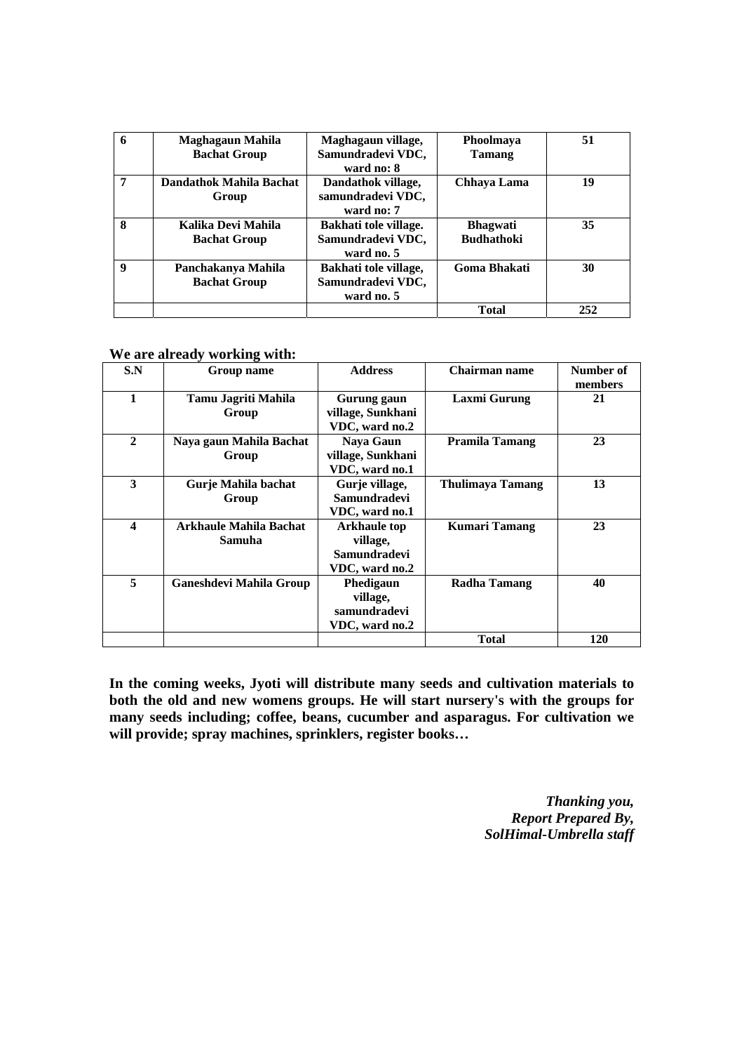| | | | | |
|---|---|---|---|---|
| **6** | **Maghagaun Mahila Bachat Group** | **Maghagaun village, Samundradevi VDC, ward no: 8** | **Phoolmaya Tamang** | **51** |
| **7** | **Dandathok Mahila Bachat Group** | **Dandathok village, samundradevi VDC, ward no: 7** | **Chhaya Lama** | **19** |
| **8** | **Kalika Devi Mahila Bachat Group** | **Bakhati tole village. Samundradevi VDC, ward no. 5** | **Bhagwati Budhathoki** | **35** |
| **9** | **Panchakanya Mahila Bachat Group** | **Bakhati tole village, Samundradevi VDC, ward no. 5** | **Goma Bhakati** | **30** |
| | | | **Total** | **252** |

**We are already working with:**

| S.N | Group name | Address | Chairman name | Number of members |
|---|---|---|---|---|
| **1** | **Tamu Jagriti Mahila Group** | **Gurung gaun village, Sunkhani VDC, ward no.2** | **Laxmi Gurung** | **21** |
| **2** | **Naya gaun Mahila Bachat Group** | **Naya Gaun village, Sunkhani VDC, ward no.1** | **Pramila Tamang** | **23** |
| **3** | **Gurje Mahila bachat Group** | **Gurje village, Samundradevi VDC, ward no.1** | **Thulimaya Tamang** | **13** |
| **4** | **Arkhaule Mahila Bachat Samuha** | **Arkhaule top village, Samundradevi VDC, ward no.2** | **Kumari Tamang** | **23** |
| **5** | **Ganeshdevi Mahila Group** | **Phedigaun village, samundradevi VDC, ward no.2** | **Radha Tamang** | **40** |
| | | | **Total** | **120** |

**In the coming weeks, Jyoti will distribute many seeds and cultivation materials to both the old and new womens groups. He will start nursery's with the groups for many seeds including; coffee, beans, cucumber and asparagus. For cultivation we will provide; spray machines, sprinklers, register books…**

***Thanking you,***
***Report Prepared By,***
***SolHimal-Umbrella staff***